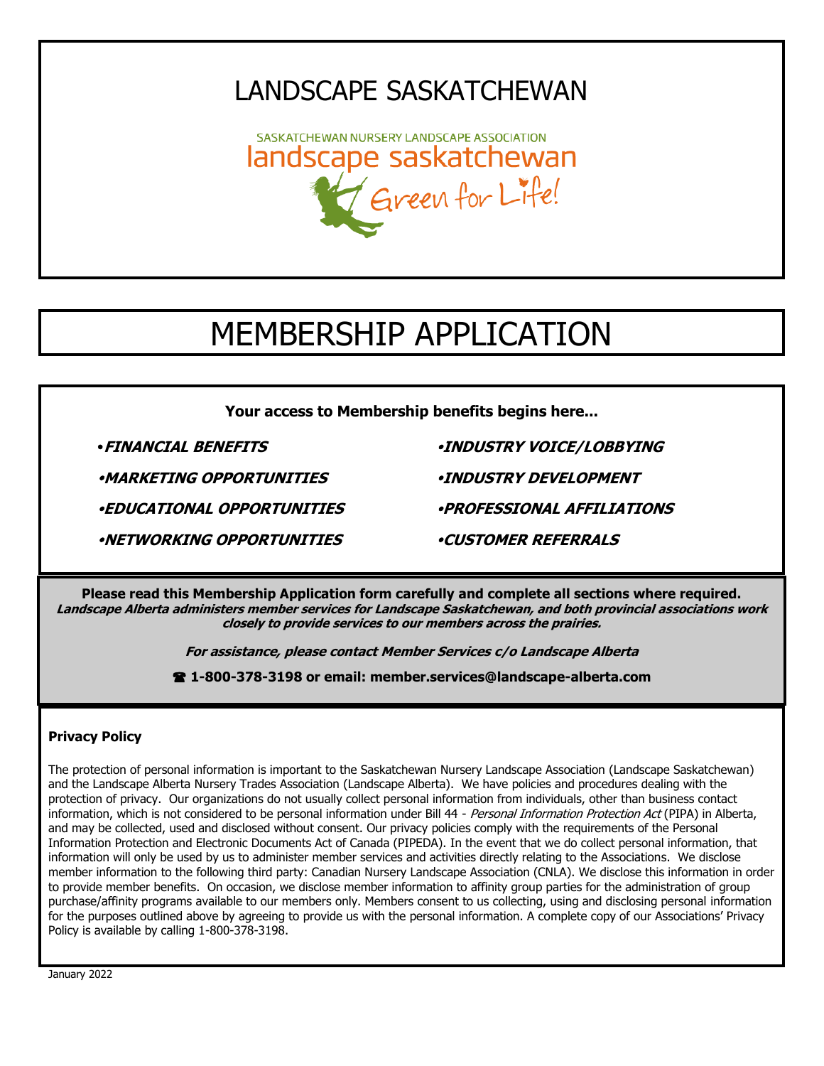# LANDSCAPE SASKATCHEWAN

SASKATCHEWAN NURSERY LANDSCAPE ASSOCIATION
landscape saskatchewan
Green for Life!

# MEMBERSHIP APPLICATION

**Your access to Membership benefits begins here...**

- ***FINANCIAL BENEFITS***
- ***MARKETING OPPORTUNITIES***
- ***EDUCATIONAL OPPORTUNITIES***
- ***NETWORKING OPPORTUNITIES***
- ***INDUSTRY VOICE/LOBBYING***
- ***INDUSTRY DEVELOPMENT***
- ***PROFESSIONAL AFFILIATIONS***
- ***CUSTOMER REFERRALS***

**Please read this Membership Application form carefully and complete all sections where required.**
***Landscape Alberta administers member services for Landscape Saskatchewan, and both provincial associations work closely to provide services to our members across the prairies.***

***For assistance, please contact Member Services c/o Landscape Alberta***

**☎ 1-800-378-3198 or email: member.services@landscape-alberta.com**

**Privacy Policy**

The protection of personal information is important to the Saskatchewan Nursery Landscape Association (Landscape Saskatchewan) and the Landscape Alberta Nursery Trades Association (Landscape Alberta). We have policies and procedures dealing with the protection of privacy. Our organizations do not usually collect personal information from individuals, other than business contact information, which is not considered to be personal information under Bill 44 - *Personal Information Protection Act* (PIPA) in Alberta, and may be collected, used and disclosed without consent. Our privacy policies comply with the requirements of the Personal Information Protection and Electronic Documents Act of Canada (PIPEDA). In the event that we do collect personal information, that information will only be used by us to administer member services and activities directly relating to the Associations. We disclose member information to the following third party: Canadian Nursery Landscape Association (CNLA). We disclose this information in order to provide member benefits. On occasion, we disclose member information to affinity group parties for the administration of group purchase/affinity programs available to our members only. Members consent to us collecting, using and disclosing personal information for the purposes outlined above by agreeing to provide us with the personal information. A complete copy of our Associations' Privacy Policy is available by calling 1-800-378-3198.

January 2022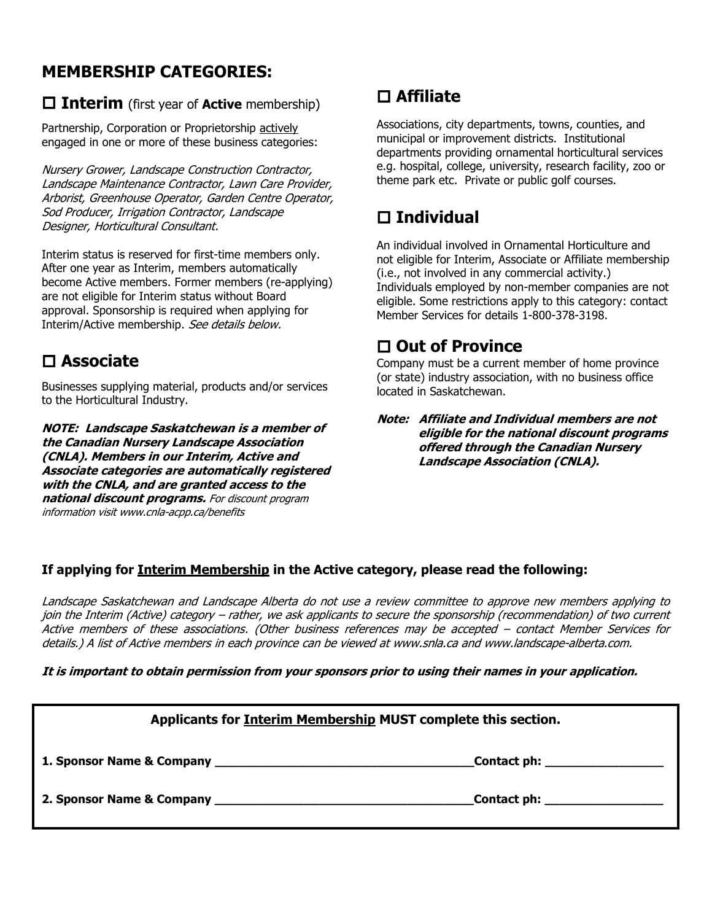## MEMBERSHIP CATEGORIES:

### ☐ Interim (first year of **Active** membership)

Partnership, Corporation or Proprietorship actively engaged in one or more of these business categories:

*Nursery Grower, Landscape Construction Contractor, Landscape Maintenance Contractor, Lawn Care Provider, Arborist, Greenhouse Operator, Garden Centre Operator, Sod Producer, Irrigation Contractor, Landscape Designer, Horticultural Consultant.*

Interim status is reserved for first-time members only. After one year as Interim, members automatically become Active members. Former members (re-applying) are not eligible for Interim status without Board approval. Sponsorship is required when applying for Interim/Active membership. *See details below.*

### ☐ Associate

Businesses supplying material, products and/or services to the Horticultural Industry.

***NOTE: Landscape Saskatchewan is a member of the Canadian Nursery Landscape Association (CNLA). Members in our Interim, Active and Associate categories are automatically registered with the CNLA, and are granted access to the national discount programs.*** *For discount program information visit www.cnla-acpp.ca/benefits*

### ☐ Affiliate

Associations, city departments, towns, counties, and municipal or improvement districts. Institutional departments providing ornamental horticultural services e.g. hospital, college, university, research facility, zoo or theme park etc. Private or public golf courses.

### ☐ Individual

An individual involved in Ornamental Horticulture and not eligible for Interim, Associate or Affiliate membership (i.e., not involved in any commercial activity.) Individuals employed by non-member companies are not eligible. Some restrictions apply to this category: contact Member Services for details 1-800-378-3198.

### ☐ Out of Province

Company must be a current member of home province (or state) industry association, with no business office located in Saskatchewan.

***Note: Affiliate and Individual members are not eligible for the national discount programs offered through the Canadian Nursery Landscape Association (CNLA).***

**If applying for Interim Membership in the Active category, please read the following:**

*Landscape Saskatchewan and Landscape Alberta do not use a review committee to approve new members applying to join the Interim (Active) category – rather, we ask applicants to secure the sponsorship (recommendation) of two current Active members of these associations. (Other business references may be accepted – contact Member Services for details.) A list of Active members in each province can be viewed at www.snla.ca and www.landscape-alberta.com.*

***It is important to obtain permission from your sponsors prior to using their names in your application.***

**Applicants for Interim Membership MUST complete this section.**

**1. Sponsor Name & Company** ____________________________________ **Contact ph:** ________________

**2. Sponsor Name & Company** ____________________________________ **Contact ph:** ________________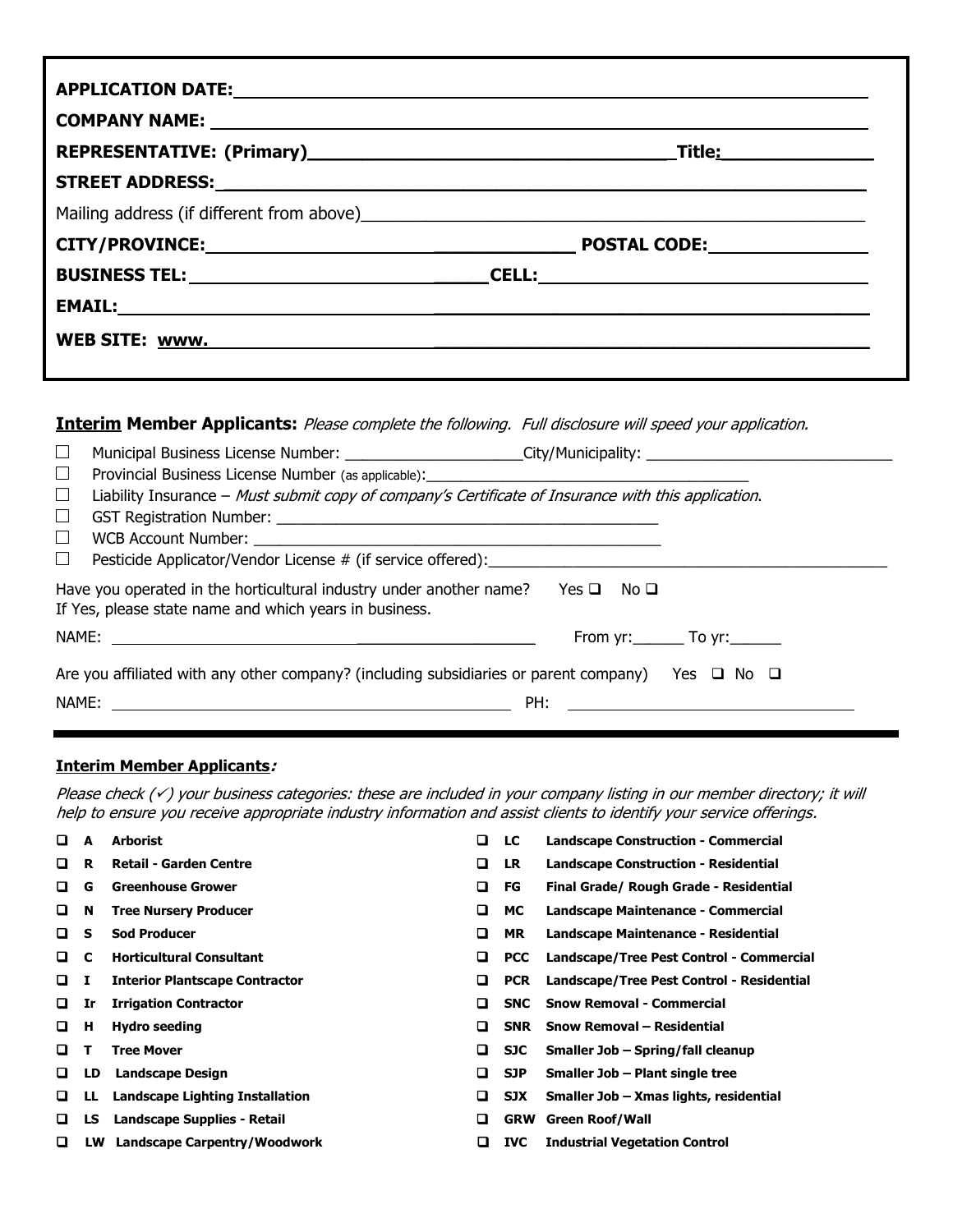**APPLICATION DATE:** ____________________

**COMPANY NAME:** ____________________

**REPRESENTATIVE: (Primary)** ____________________ **Title:** ____________________

**STREET ADDRESS:** ____________________

Mailing address (if different from above) ____________________

**CITY/PROVINCE:** ____________________ **POSTAL CODE:** ____________________

**BUSINESS TEL:** ____________________ **CELL:** ____________________

**EMAIL:** ____________________

**WEB SITE: www.** ____________________

**Interim Member Applicants:** *Please complete the following. Full disclosure will speed your application.*

- ☐ Municipal Business License Number: ____________________ City/Municipality: ____________________
- ☐ Provincial Business License Number (as applicable): ____________________
- ☐ Liability Insurance – *Must submit copy of company's Certificate of Insurance with this application*.
- ☐ GST Registration Number: ____________________
- ☐ WCB Account Number: ____________________
- ☐ Pesticide Applicator/Vendor License # (if service offered): ____________________

Have you operated in the horticultural industry under another name? Yes ☐ No ☐
If Yes, please state name and which years in business.

NAME: ____________________ From yr: ______ To yr: ______

Are you affiliated with any other company? (including subsidiaries or parent company) Yes ☐ No ☐

NAME: ____________________ PH: ____________________

---

**Interim Member Applicants:**

*Please check (✓) your business categories: these are included in your company listing in our member directory; it will help to ensure you receive appropriate industry information and assist clients to identify your service offerings.*

- ☐ **A** **Arborist**
- ☐ **R** **Retail - Garden Centre**
- ☐ **G** **Greenhouse Grower**
- ☐ **N** **Tree Nursery Producer**
- ☐ **S** **Sod Producer**
- ☐ **C** **Horticultural Consultant**
- ☐ **I** **Interior Plantscape Contractor**
- ☐ **Ir** **Irrigation Contractor**
- ☐ **H** **Hydro seeding**
- ☐ **T** **Tree Mover**
- ☐ **LD** **Landscape Design**
- ☐ **LL** **Landscape Lighting Installation**
- ☐ **LS** **Landscape Supplies - Retail**
- ☐ **LW** **Landscape Carpentry/Woodwork**
- ☐ **LC** **Landscape Construction - Commercial**
- ☐ **LR** **Landscape Construction - Residential**
- ☐ **FG** **Final Grade/ Rough Grade - Residential**
- ☐ **MC** **Landscape Maintenance - Commercial**
- ☐ **MR** **Landscape Maintenance - Residential**
- ☐ **PCC** **Landscape/Tree Pest Control - Commercial**
- ☐ **PCR** **Landscape/Tree Pest Control - Residential**
- ☐ **SNC** **Snow Removal - Commercial**
- ☐ **SNR** **Snow Removal – Residential**
- ☐ **SJC** **Smaller Job – Spring/fall cleanup**
- ☐ **SJP** **Smaller Job – Plant single tree**
- ☐ **SJX** **Smaller Job – Xmas lights, residential**
- ☐ **GRW** **Green Roof/Wall**
- ☐ **IVC** **Industrial Vegetation Control**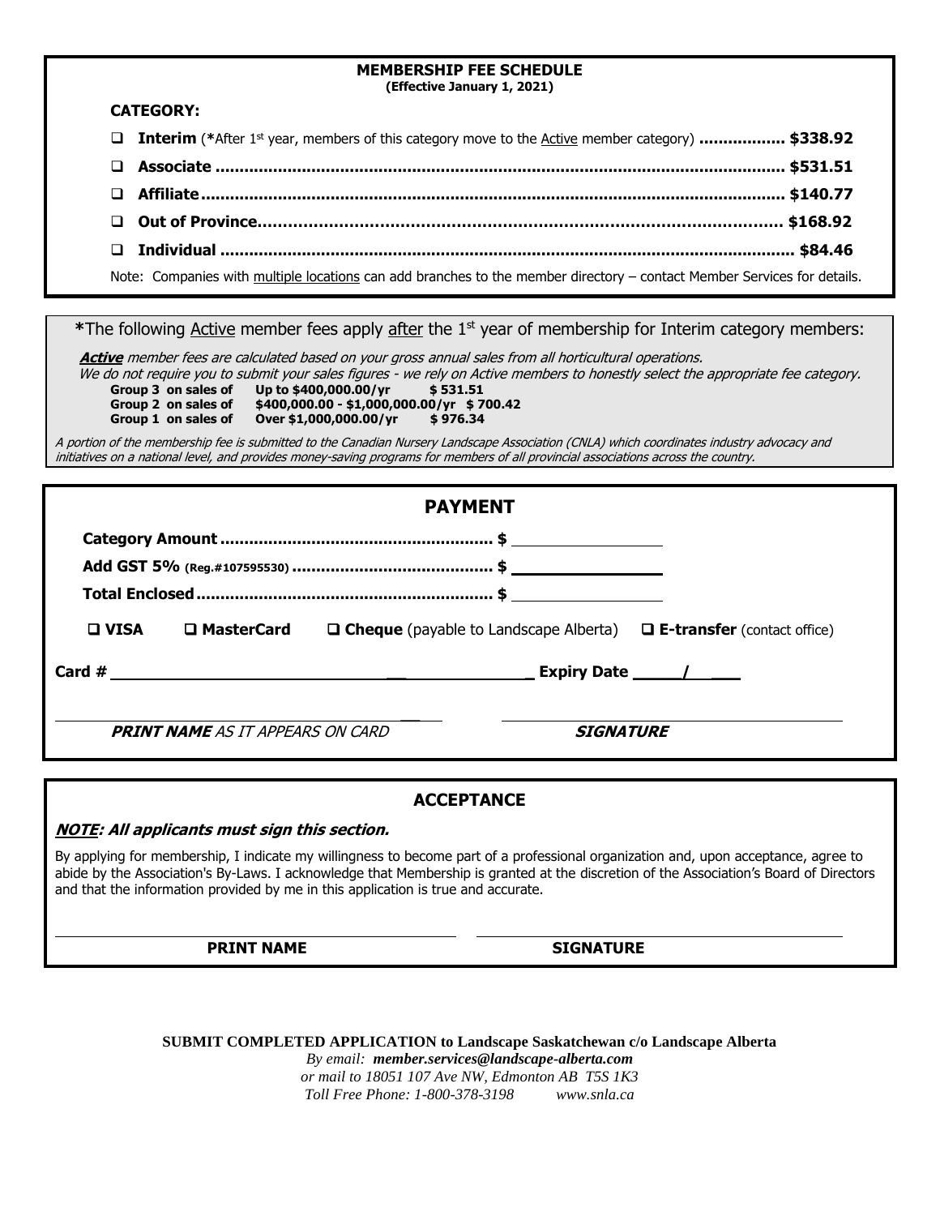**MEMBERSHIP FEE SCHEDULE**
**(Effective January 1, 2021)**

**CATEGORY:**

- ☐ **Interim** (**\***After 1st year, members of this category move to the Active member category) **................. $338.92**
- ☐ **Associate ........................................................................................................... $531.51**
- ☐ **Affiliate ............................................................................................................. $140.77**
- ☐ **Out of Province.................................................................................................. $168.92**
- ☐ **Individual ............................................................................................................ $84.46**

Note: Companies with multiple locations can add branches to the member directory – contact Member Services for details.

**\***The following Active member fees apply after the 1st year of membership for Interim category members:

***Active*** *member fees are calculated based on your gross annual sales from all horticultural operations.*
*We do not require you to submit your sales figures - we rely on Active members to honestly select the appropriate fee category.*

| | | |
|---|---|---|
| **Group 3 on sales of** | **Up to $400,000.00/yr** | **$ 531.51** |
| **Group 2 on sales of** | **$400,000.00 - $1,000,000.00/yr** | **$ 700.42** |
| **Group 1 on sales of** | **Over $1,000,000.00/yr** | **$ 976.34** |

*A portion of the membership fee is submitted to the Canadian Nursery Landscape Association (CNLA) which coordinates industry advocacy and initiatives on a national level, and provides money-saving programs for members of all provincial associations across the country.*

## PAYMENT

**Category Amount ........................................................ $** \_\_\_\_\_\_\_\_\_\_\_\_\_\_\_\_

**Add GST 5%** (Reg.#107595530) **.......................................... $** \_\_\_\_\_\_\_\_\_\_\_\_\_\_\_\_

**Total Enclosed ............................................................. $** \_\_\_\_\_\_\_\_\_\_\_\_\_\_\_\_

☐ **VISA** ☐ **MasterCard** ☐ **Cheque** (payable to Landscape Alberta) ☐ **E-transfer** (contact office)

**Card #** \_\_\_\_\_\_\_\_\_\_\_\_\_\_\_\_\_\_\_\_\_\_\_\_\_\_\_\_\_\_\_\_\_\_\_\_\_\_\_\_ **Expiry Date** \_\_\_\_\_/\_\_\_\_

\_\_\_\_\_\_\_\_\_\_\_\_\_\_\_\_\_\_\_\_\_\_\_\_\_\_\_\_\_\_\_\_\_\_\_\_ \_\_\_\_\_\_\_\_\_\_\_\_\_\_\_\_\_\_\_\_\_\_\_\_\_\_\_\_\_\_\_\_\_\_\_\_

***PRINT NAME*** *AS IT APPEARS ON CARD* ***SIGNATURE***

## ACCEPTANCE

***NOTE: All applicants must sign this section.***

By applying for membership, I indicate my willingness to become part of a professional organization and, upon acceptance, agree to abide by the Association's By-Laws. I acknowledge that Membership is granted at the discretion of the Association's Board of Directors and that the information provided by me in this application is true and accurate.

\_\_\_\_\_\_\_\_\_\_\_\_\_\_\_\_\_\_\_\_\_\_\_\_\_\_\_\_\_\_\_\_\_\_\_\_ \_\_\_\_\_\_\_\_\_\_\_\_\_\_\_\_\_\_\_\_\_\_\_\_\_\_\_\_\_\_\_\_\_\_\_\_

**PRINT NAME** **SIGNATURE**

**SUBMIT COMPLETED APPLICATION to Landscape Saskatchewan c/o Landscape Alberta**
*By email:* ***member.services@landscape-alberta.com***
*or mail to 18051 107 Ave NW, Edmonton AB T5S 1K3*
*Toll Free Phone: 1-800-378-3198 www.snla.ca*